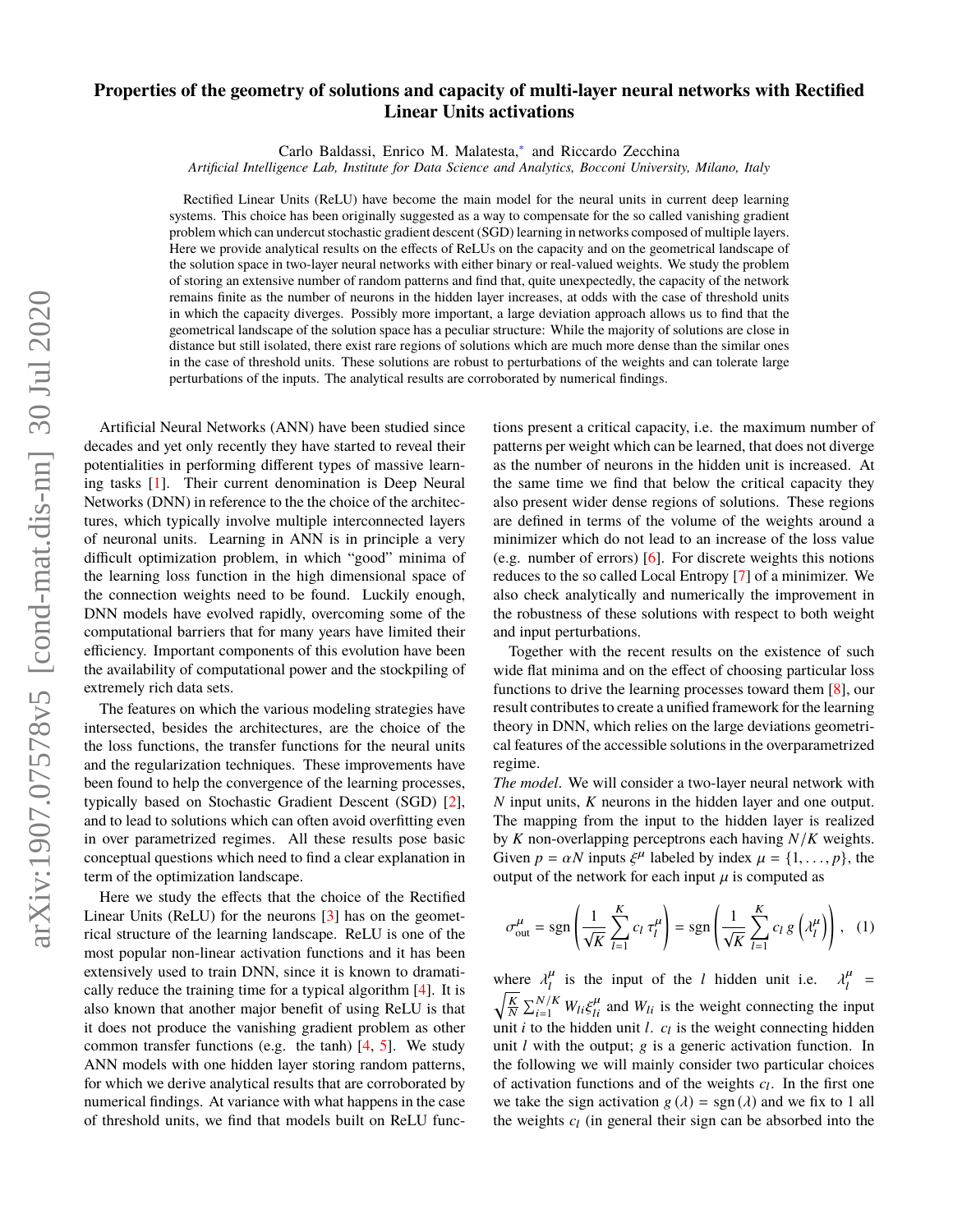# Properties of the geometry of solutions and capacity of multi-layer neural networks with Rectified Linear Units activations

Carlo Baldassi, Enrico M. Malatesta,[*] and Riccardo Zecchina

*Artificial Intelligence Lab, Institute for Data Science and Analytics, Bocconi University, Milano, Italy*

Rectified Linear Units (ReLU) have become the main model for the neural units in current deep learning systems. This choice has been originally suggested as a way to compensate for the so called vanishing gradient problem which can undercut stochastic gradient descent (SGD) learning in networks composed of multiple layers. Here we provide analytical results on the effects of ReLUs on the capacity and on the geometrical landscape of the solution space in two-layer neural networks with either binary or real-valued weights. We study the problem of storing an extensive number of random patterns and find that, quite unexpectedly, the capacity of the network remains finite as the number of neurons in the hidden layer increases, at odds with the case of threshold units in which the capacity diverges. Possibly more important, a large deviation approach allows us to find that the geometrical landscape of the solution space has a peculiar structure: While the majority of solutions are close in distance but still isolated, there exist rare regions of solutions which are much more dense than the similar ones in the case of threshold units. These solutions are robust to perturbations of the weights and can tolerate large perturbations of the inputs. The analytical results are corroborated by numerical findings.

Artificial Neural Networks (ANN) have been studied since decades and yet only recently they have started to reveal their potentialities in performing different types of massive learning tasks [1]. Their current denomination is Deep Neural Networks (DNN) in reference to the the choice of the architectures, which typically involve multiple interconnected layers of neuronal units. Learning in ANN is in principle a very difficult optimization problem, in which "good" minima of the learning loss function in the high dimensional space of the connection weights need to be found. Luckily enough, DNN models have evolved rapidly, overcoming some of the computational barriers that for many years have limited their efficiency. Important components of this evolution have been the availability of computational power and the stockpiling of extremely rich data sets.

The features on which the various modeling strategies have intersected, besides the architectures, are the choice of the the loss functions, the transfer functions for the neural units and the regularization techniques. These improvements have been found to help the convergence of the learning processes, typically based on Stochastic Gradient Descent (SGD) [2], and to lead to solutions which can often avoid overfitting even in over parametrized regimes. All these results pose basic conceptual questions which need to find a clear explanation in term of the optimization landscape.

Here we study the effects that the choice of the Rectified Linear Units (ReLU) for the neurons [3] has on the geometrical structure of the learning landscape. ReLU is one of the most popular non-linear activation functions and it has been extensively used to train DNN, since it is known to dramatically reduce the training time for a typical algorithm [4]. It is also known that another major benefit of using ReLU is that it does not produce the vanishing gradient problem as other common transfer functions (e.g. the tanh) [4, 5]. We study ANN models with one hidden layer storing random patterns, for which we derive analytical results that are corroborated by numerical findings. At variance with what happens in the case of threshold units, we find that models built on ReLU functions present a critical capacity, i.e. the maximum number of patterns per weight which can be learned, that does not diverge as the number of neurons in the hidden unit is increased. At the same time we find that below the critical capacity they also present wider dense regions of solutions. These regions are defined in terms of the volume of the weights around a minimizer which do not lead to an increase of the loss value (e.g. number of errors) [6]. For discrete weights this notions reduces to the so called Local Entropy [7] of a minimizer. We also check analytically and numerically the improvement in the robustness of these solutions with respect to both weight and input perturbations.

Together with the recent results on the existence of such wide flat minima and on the effect of choosing particular loss functions to drive the learning processes toward them [8], our result contributes to create a unified framework for the learning theory in DNN, which relies on the large deviations geometrical features of the accessible solutions in the overparametrized regime.

*The model*. We will consider a two-layer neural network with $N$ input units, $K$ neurons in the hidden layer and one output. The mapping from the input to the hidden layer is realized by $K$ non-overlapping perceptrons each having $N/K$ weights. Given $p = \alpha N$ inputs $\xi^\mu$ labeled by index $\mu = \{1, \dots, p\}$, the output of the network for each input $\mu$ is computed as

$$\sigma_{\text{out}}^\mu = \text{sgn}\left(\frac{1}{\sqrt{K}} \sum_{l=1}^{K} c_l \, \tau_l^\mu\right) = \text{sgn}\left(\frac{1}{\sqrt{K}} \sum_{l=1}^{K} c_l \, g\left(\lambda_l^\mu\right)\right), \quad (1)$$

where $\lambda_l^\mu$ is the input of the $l$ hidden unit i.e. $\lambda_l^\mu = \sqrt{\frac{K}{N}} \sum_{i=1}^{N/K} W_{li} \xi_{li}^\mu$ and $W_{li}$ is the weight connecting the input unit $i$ to the hidden unit $l$. $c_l$ is the weight connecting hidden unit $l$ with the output; $g$ is a generic activation function. In the following we will mainly consider two particular choices of activation functions and of the weights $c_l$. In the first one we take the sign activation $g(\lambda) = \text{sgn}(\lambda)$ and we fix to 1 all the weights $c_l$ (in general their sign can be absorbed into the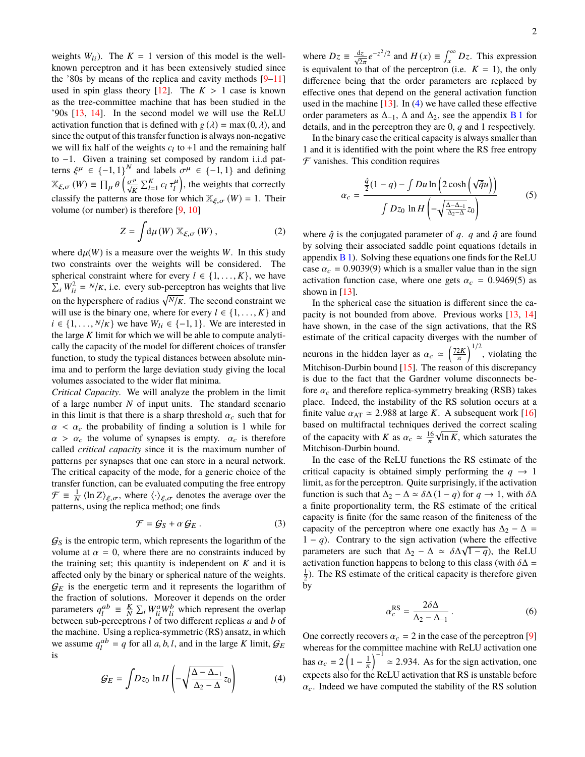weights $W_{li}$). The $K = 1$ version of this model is the well-known perceptron and it has been extensively studied since the '80s by means of the replica and cavity methods [9–11] used in spin glass theory [12]. The $K > 1$ case is known as the tree-committee machine that has been studied in the '90s [13, 14]. In the second model we will use the ReLU activation function that is defined with $g(\lambda) = \max(0, \lambda)$, and since the output of this transfer function is always non-negative we will fix half of the weights $c_l$ to $+1$ and the remaining half to $-1$. Given a training set composed by random i.i.d patterns $\xi^\mu \in \{-1, 1\}^N$ and labels $\sigma^\mu \in \{-1, 1\}$ and defining $\mathbb{X}_{\xi,\sigma}(W) \equiv \prod_\mu \theta\left(\frac{\sigma^\mu}{\sqrt{K}} \sum_{l=1}^K c_l \tau_l^\mu\right)$, the weights that correctly classify the patterns are those for which $\mathbb{X}_{\xi,\sigma}(W) = 1$. Their volume (or number) is therefore [9, 10]

$$Z = \int d\mu(W) \, \mathbb{X}_{\xi,\sigma}(W), \tag{2}$$

where $d\mu(W)$ is a measure over the weights $W$. In this study two constraints over the weights will be considered. The spherical constraint where for every $l \in \{1, \ldots, K\}$, we have $\sum_i W_{li}^2 = N/K$, i.e. every sub-perceptron has weights that live on the hypersphere of radius $\sqrt{N/K}$. The second constraint we will use is the binary one, where for every $l \in \{1, \ldots, K\}$ and $i \in \{1, \ldots, N/K\}$ we have $W_{li} \in \{-1, 1\}$. We are interested in the large $K$ limit for which we will be able to compute analytically the capacity of the model for different choices of transfer function, to study the typical distances between absolute minima and to perform the large deviation study giving the local volumes associated to the wider flat minima.

*Critical Capacity*. We will analyze the problem in the limit of a large number $N$ of input units. The standard scenario in this limit is that there is a sharp threshold $\alpha_c$ such that for $\alpha < \alpha_c$ the probability of finding a solution is 1 while for $\alpha > \alpha_c$ the volume of synapses is empty. $\alpha_c$ is therefore called *critical capacity* since it is the maximum number of patterns per synapses that one can store in a neural network. The critical capacity of the mode, for a generic choice of the transfer function, can be evaluated computing the free entropy $\mathcal{F} \equiv \frac{1}{N} \langle \ln Z \rangle_{\xi,\sigma}$, where $\langle \cdot \rangle_{\xi,\sigma}$ denotes the average over the patterns, using the replica method; one finds

$$\mathcal{F} = \mathcal{G}_S + \alpha \, \mathcal{G}_E. \tag{3}$$

$\mathcal{G}_S$ is the entropic term, which represents the logarithm of the volume at $\alpha = 0$, where there are no constraints induced by the training set; this quantity is independent on $K$ and it is affected only by the binary or spherical nature of the weights. $\mathcal{G}_E$ is the energetic term and it represents the logarithm of the fraction of solutions. Moreover it depends on the order parameters $q_l^{ab} \equiv \frac{K}{N} \sum_i W_{li}^a W_{li}^b$ which represent the overlap between sub-perceptrons $l$ of two different replicas $a$ and $b$ of the machine. Using a replica-symmetric (RS) ansatz, in which we assume $q_l^{ab} = q$ for all $a, b, l$, and in the large $K$ limit, $\mathcal{G}_E$ is

$$\mathcal{G}_E = \int Dz_0 \, \ln H\left(-\sqrt{\frac{\Delta - \Delta_{-1}}{\Delta_2 - \Delta}} z_0\right) \tag{4}$$

where $Dz \equiv \frac{dz}{\sqrt{2\pi}} e^{-z^2/2}$ and $H(x) \equiv \int_x^\infty Dz$. This expression is equivalent to that of the perceptron (i.e. $K = 1$), the only difference being that the order parameters are replaced by effective ones that depend on the general activation function used in the machine [13]. In (4) we have called these effective order parameters as $\Delta_{-1}$, $\Delta$ and $\Delta_2$, see the appendix B 1 for details, and in the perceptron they are 0, $q$ and 1 respectively.

In the binary case the critical capacity is always smaller than 1 and it is identified with the point where the RS free entropy $\mathcal{F}$ vanishes. This condition requires

$$\alpha_c = \frac{\frac{\hat{q}}{2}(1 - q) - \int Du \ln\left(2\cosh\left(\sqrt{\hat{q}} u\right)\right)}{\int Dz_0 \, \ln H\left(-\sqrt{\frac{\Delta - \Delta_{-1}}{\Delta_2 - \Delta}} z_0\right)} \tag{5}$$

where $\hat{q}$ is the conjugated parameter of $q$. $q$ and $\hat{q}$ are found by solving their associated saddle point equations (details in appendix B 1). Solving these equations one finds for the ReLU case $\alpha_c = 0.9039(9)$ which is a smaller value than in the sign activation function case, where one gets $\alpha_c = 0.9469(5)$ as shown in [13].

In the spherical case the situation is different since the capacity is not bounded from above. Previous works [13, 14] have shown, in the case of the sign activations, that the RS estimate of the critical capacity diverges with the number of neurons in the hidden layer as $\alpha_c \simeq \left(\frac{72K}{\pi}\right)^{1/2}$, violating the Mitchison-Durbin bound [15]. The reason of this discrepancy is due to the fact that the Gardner volume disconnects before $\alpha_c$ and therefore replica-symmetry breaking (RSB) takes place. Indeed, the instability of the RS solution occurs at a finite value $\alpha_{\mathrm{AT}} \simeq 2.988$ at large $K$. A subsequent work [16] based on multifractal techniques derived the correct scaling of the capacity with $K$ as $\alpha_c \simeq \frac{16}{\pi}\sqrt{\ln K}$, which saturates the Mitchison-Durbin bound.

In the case of the ReLU functions the RS estimate of the critical capacity is obtained simply performing the $q \to 1$ limit, as for the perceptron. Quite surprisingly, if the activation function is such that $\Delta_2 - \Delta \simeq \delta\Delta(1 - q)$ for $q \to 1$, with $\delta\Delta$ a finite proportionality term, the RS estimate of the critical capacity is finite (for the same reason of the finiteness of the capacity of the perceptron where one exactly has $\Delta_2 - \Delta = 1 - q$). Contrary to the sign activation (where the effective parameters are such that $\Delta_2 - \Delta \simeq \delta\Delta\sqrt{1 - q}$), the ReLU activation function happens to belong to this class (with $\delta\Delta = \frac{1}{2}$). The RS estimate of the critical capacity is therefore given by

$$\alpha_c^{\mathrm{RS}} = \frac{2\delta\Delta}{\Delta_2 - \Delta_{-1}}. \tag{6}$$

One correctly recovers $\alpha_c = 2$ in the case of the perceptron [9] whereas for the committee machine with ReLU activation one has $\alpha_c = 2\left(1 - \frac{1}{\pi}\right)^{-1} \simeq 2.934$. As for the sign activation, one expects also for the ReLU activation that RS is unstable before $\alpha_c$. Indeed we have computed the stability of the RS solution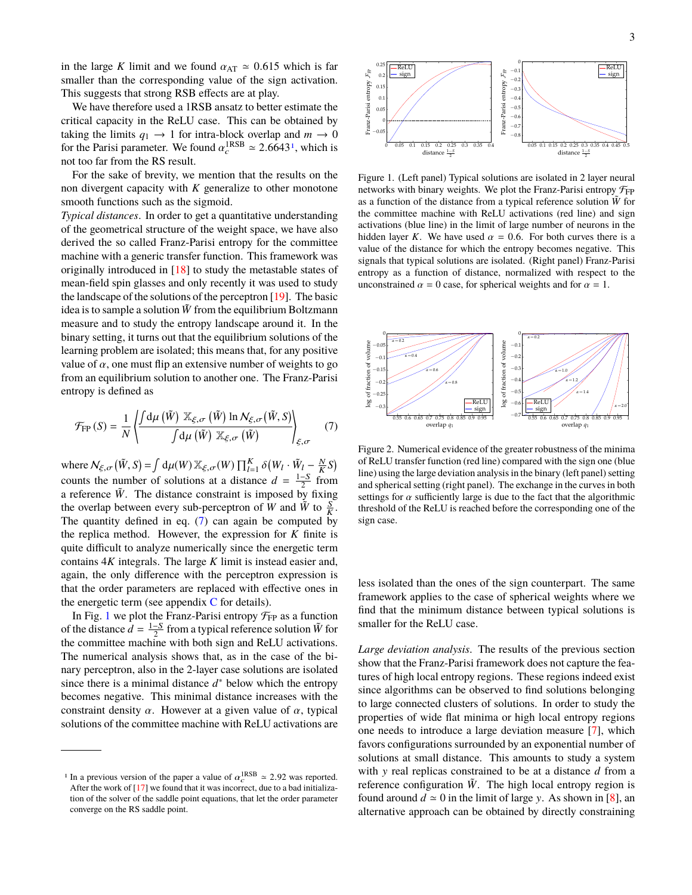in the large $K$ limit and we found $\alpha_{\rm AT} \simeq 0.615$ which is far smaller than the corresponding value of the sign activation. This suggests that strong RSB effects are at play.

We have therefore used a 1RSB ansatz to better estimate the critical capacity in the ReLU case. This can be obtained by taking the limits $q_1 \to 1$ for intra-block overlap and $m \to 0$ for the Parisi parameter. We found $\alpha_c^{\rm 1RSB} \simeq 2.6643$[1], which is not too far from the RS result.

For the sake of brevity, we mention that the results on the non divergent capacity with $K$ generalize to other monotone smooth functions such as the sigmoid.

*Typical distances*. In order to get a quantitative understanding of the geometrical structure of the weight space, we have also derived the so called Franz-Parisi entropy for the committee machine with a generic transfer function. This framework was originally introduced in [18] to study the metastable states of mean-field spin glasses and only recently it was used to study the landscape of the solutions of the perceptron [19]. The basic idea is to sample a solution $\tilde{W}$ from the equilibrium Boltzmann measure and to study the entropy landscape around it. In the binary setting, it turns out that the equilibrium solutions of the learning problem are isolated; this means that, for any positive value of $\alpha$, one must flip an extensive number of weights to go from an equilibrium solution to another one. The Franz-Parisi entropy is defined as

$$\mathcal{F}_{\rm FP}(S) = \frac{1}{N}\left\langle \frac{\int d\mu\left(\tilde{W}\right)\,\mathbb{X}_{\xi,\sigma}\left(\tilde{W}\right)\,\ln\mathcal{N}_{\xi,\sigma}\left(\tilde{W},S\right)}{\int d\mu\left(\tilde{W}\right)\,\mathbb{X}_{\xi,\sigma}\left(\tilde{W}\right)}\right\rangle_{\xi,\sigma} \tag{7}$$

where $\mathcal{N}_{\xi,\sigma}\left(\tilde{W},S\right) = \int d\mu(W)\,\mathbb{X}_{\xi,\sigma}(W)\prod_{l=1}^{K}\delta\left(W_l\cdot\tilde{W}_l - \frac{N}{K}S\right)$ counts the number of solutions at a distance $d = \frac{1-S}{2}$ from a reference $\tilde{W}$. The distance constraint is imposed by fixing the overlap between every sub-perceptron of $W$ and $\tilde{W}$ to $\frac{S}{K}$. The quantity defined in eq. (7) can again be computed by the replica method. However, the expression for $K$ finite is quite difficult to analyze numerically since the energetic term contains $4K$ integrals. The large $K$ limit is instead easier and, again, the only difference with the perceptron expression is that the order parameters are replaced with effective ones in the energetic term (see appendix C for details).

In Fig. 1 we plot the Franz-Parisi entropy $\mathcal{F}_{\rm FP}$ as a function of the distance $d = \frac{1-S}{2}$ from a typical reference solution $\tilde{W}$ for the committee machine with both sign and ReLU activations. The numerical analysis shows that, as in the case of the binary perceptron, also in the 2-layer case solutions are isolated since there is a minimal distance $d^*$ below which the entropy becomes negative. This minimal distance increases with the constraint density $\alpha$. However at a given value of $\alpha$, typical solutions of the committee machine with ReLU activations are less isolated than the ones of the sign counterpart. The same framework applies to the case of spherical weights where we find that the minimum distance between typical solutions is smaller for the ReLU case.

Figure 1. (Left panel) Typical solutions are isolated in 2 layer neural networks with binary weights. We plot the Franz-Parisi entropy $\mathcal{F}_{\rm FP}$ as a function of the distance from a typical reference solution $\tilde{W}$ for the committee machine with ReLU activations (red line) and sign activations (blue line) in the limit of large number of neurons in the hidden layer $K$. We have used $\alpha = 0.6$. For both curves there is a value of the distance for which the entropy becomes negative. This signals that typical solutions are isolated. (Right panel) Franz-Parisi entropy as a function of distance, normalized with respect to the unconstrained $\alpha = 0$ case, for spherical weights and for $\alpha = 1$.

Figure 2. Numerical evidence of the greater robustness of the minima of ReLU transfer function (red line) compared with the sign one (blue line) using the large deviation analysis in the binary (left panel) setting and spherical setting (right panel). The exchange in the curves in both settings for $\alpha$ sufficiently large is due to the fact that the algorithmic threshold of the ReLU is reached before the corresponding one of the sign case.

*Large deviation analysis*. The results of the previous section show that the Franz-Parisi framework does not capture the features of high local entropy regions. These regions indeed exist since algorithms can be observed to find solutions belonging to large connected clusters of solutions. In order to study the properties of wide flat minima or high local entropy regions one needs to introduce a large deviation measure [7], which favors configurations surrounded by an exponential number of solutions at small distance. This amounts to study a system with $y$ real replicas constrained to be at a distance $d$ from a reference configuration $\tilde{W}$. The high local entropy region is found around $d \simeq 0$ in the limit of large $y$. As shown in [8], an alternative approach can be obtained by directly constraining

---

[1] In a previous version of the paper a value of $\alpha_c^{\rm 1RSB} \simeq 2.92$ was reported. After the work of [17] we found that it was incorrect, due to a bad initialization of the solver of the saddle point equations, that let the order parameter converge on the RS saddle point.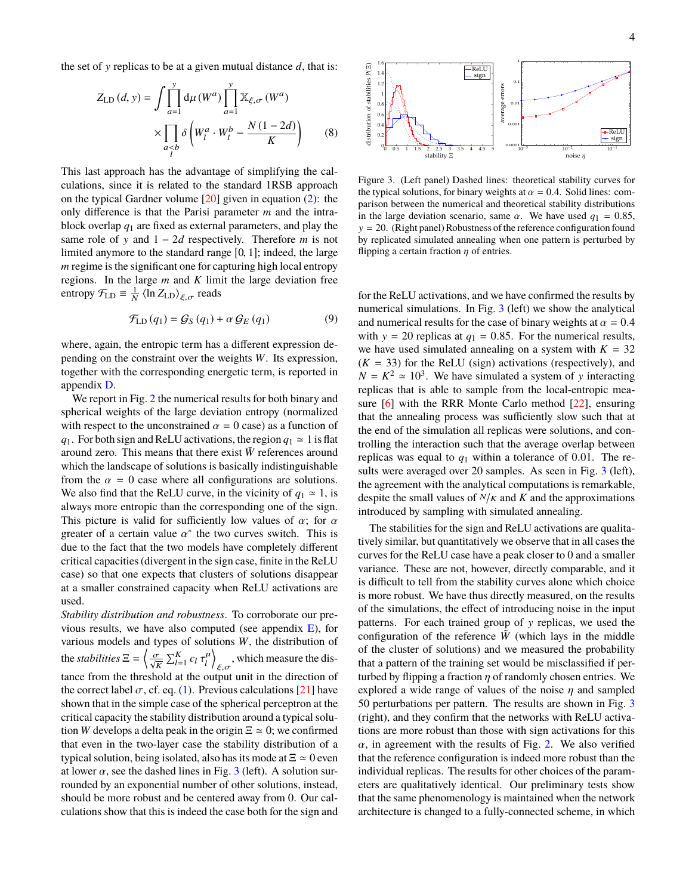the set of $y$ replicas to be at a given mutual distance $d$, that is:

$$Z_{\rm LD}\left(d,y\right)=\int\prod_{a=1}^{y}{\rm d}\mu\left(W^{a}\right)\prod_{a=1}^{y}\mathbb{X}_{\xi,\sigma}\left(W^{a}\right)\times\prod_{\substack{a<b\\ l}}\delta\left(W_{l}^{a}\cdot W_{l}^{b}-\frac{N\left(1-2d\right)}{K}\right)\tag{8}$$

This last approach has the advantage of simplifying the calculations, since it is related to the standard 1RSB approach on the typical Gardner volume [20] given in equation (2): the only difference is that the Parisi parameter $m$ and the intra-block overlap $q_1$ are fixed as external parameters, and play the same role of $y$ and $1-2d$ respectively. Therefore $m$ is not limited anymore to the standard range $[0,1]$; indeed, the large $m$ regime is the significant one for capturing high local entropy regions. In the large $m$ and $K$ limit the large deviation free entropy $\mathcal{F}_{\rm LD}\equiv\frac{1}{N}\left\langle \ln Z_{\rm LD}\right\rangle_{\xi,\sigma}$ reads

$$\mathcal{F}_{\rm LD}\left(q_{1}\right)=\mathcal{G}_{S}\left(q_{1}\right)+\alpha\,\mathcal{G}_{E}\left(q_{1}\right)\tag{9}$$

where, again, the entropic term has a different expression depending on the constraint over the weights $W$. Its expression, together with the corresponding energetic term, is reported in appendix D.

We report in Fig. 2 the numerical results for both binary and spherical weights of the large deviation entropy (normalized with respect to the unconstrained $\alpha=0$ case) as a function of $q_1$. For both sign and ReLU activations, the region $q_1\simeq1$ is flat around zero. This means that there exist $\tilde{W}$ references around which the landscape of solutions is basically indistinguishable from the $\alpha=0$ case where all configurations are solutions. We also find that the ReLU curve, in the vicinity of $q_1\simeq1$, is always more entropic than the corresponding one of the sign. This picture is valid for sufficiently low values of $\alpha$; for $\alpha$ greater of a certain value $\alpha^{*}$ the two curves switch. This is due to the fact that the two models have completely different critical capacities (divergent in the sign case, finite in the ReLU case) so that one expects that clusters of solutions disappear at a smaller constrained capacity when ReLU activations are used.

*Stability distribution and robustness*. To corroborate our previous results, we have also computed (see appendix E), for various models and types of solutions $W$, the distribution of the *stabilities* $\Xi=\left\langle \frac{\sigma}{\sqrt{K}}\sum_{l=1}^{K}c_{l}\,\tau_{l}^{\mu}\right\rangle_{\xi,\sigma}$, which measure the distance from the threshold at the output unit in the direction of the correct label $\sigma$, cf. eq. (1). Previous calculations [21] have shown that in the simple case of the spherical perceptron at the critical capacity the stability distribution around a typical solution $W$ develops a delta peak in the origin $\Xi\simeq0$; we confirmed that even in the two-layer case the stability distribution of a typical solution, being isolated, also has its mode at $\Xi\simeq0$ even at lower $\alpha$, see the dashed lines in Fig. 3 (left). A solution surrounded by an exponential number of other solutions, instead, should be more robust and be centered away from 0. Our calculations show that this is indeed the case both for the sign and for the ReLU activations, and we have confirmed the results by numerical simulations. In Fig. 3 (left) we show the analytical and numerical results for the case of binary weights at $\alpha=0.4$ with $y=20$ replicas at $q_1=0.85$. For the numerical results, we have used simulated annealing on a system with $K=32$ ($K=33$) for the ReLU (sign) activations (respectively), and $N=K^2\simeq10^3$. We have simulated a system of $y$ interacting replicas that is able to sample from the local-entropic measure [6] with the RRR Monte Carlo method [22], ensuring that the annealing process was sufficiently slow such that at the end of the simulation all replicas were solutions, and controlling the interaction such that the average overlap between replicas was equal to $q_1$ within a tolerance of 0.01. The results were averaged over 20 samples. As seen in Fig. 3 (left), the agreement with the analytical computations is remarkable, despite the small values of $N/K$ and $K$ and the approximations introduced by sampling with simulated annealing.

distribution of stabilities $P(\Xi)$
stability $\Xi$
ReLU
sign
average errors
noise $\eta$
ReLU
sign

Figure 3. (Left panel) Dashed lines: theoretical stability curves for the typical solutions, for binary weights at $\alpha=0.4$. Solid lines: comparison between the numerical and theoretical stability distributions in the large deviation scenario, same $\alpha$. We have used $q_1=0.85$, $y=20$. (Right panel) Robustness of the reference configuration found by replicated simulated annealing when one pattern is perturbed by flipping a certain fraction $\eta$ of entries.

The stabilities for the sign and ReLU activations are qualitatively similar, but quantitatively we observe that in all cases the curves for the ReLU case have a peak closer to 0 and a smaller variance. These are not, however, directly comparable, and it is difficult to tell from the stability curves alone which choice is more robust. We have thus directly measured, on the results of the simulations, the effect of introducing noise in the input patterns. For each trained group of $y$ replicas, we used the configuration of the reference $\tilde{W}$ (which lays in the middle of the cluster of solutions) and we measured the probability that a pattern of the training set would be misclassified if perturbed by flipping a fraction $\eta$ of randomly chosen entries. We explored a wide range of values of the noise $\eta$ and sampled 50 perturbations per pattern. The results are shown in Fig. 3 (right), and they confirm that the networks with ReLU activations are more robust than those with sign activations for this $\alpha$, in agreement with the results of Fig. 2. We also verified that the reference configuration is indeed more robust than the individual replicas. The results for other choices of the parameters are qualitatively identical. Our preliminary tests show that the same phenomenology is maintained when the network architecture is changed to a fully-connected scheme, in which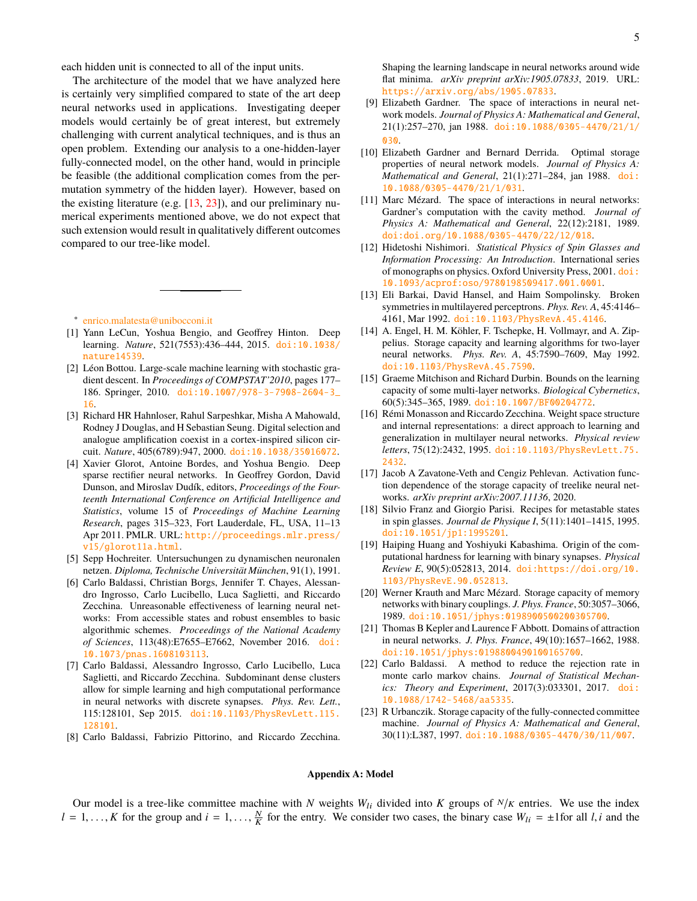each hidden unit is connected to all of the input units.

The architecture of the model that we have analyzed here is certainly very simplified compared to state of the art deep neural networks used in applications. Investigating deeper models would certainly be of great interest, but extremely challenging with current analytical techniques, and is thus an open problem. Extending our analysis to a one-hidden-layer fully-connected model, on the other hand, would in principle be feasible (the additional complication comes from the permutation symmetry of the hidden layer). However, based on the existing literature (e.g. [13, 23]), and our preliminary numerical experiments mentioned above, we do not expect that such extension would result in qualitatively different outcomes compared to our tree-like model.

---

\* enrico.malatesta@unibocconi.it

[1] Yann LeCun, Yoshua Bengio, and Geoffrey Hinton. Deep learning. *Nature*, 521(7553):436–444, 2015. doi:10.1038/nature14539.

[2] Léon Bottou. Large-scale machine learning with stochastic gradient descent. In *Proceedings of COMPSTAT'2010*, pages 177–186. Springer, 2010. doi:10.1007/978-3-7908-2604-3_16.

[3] Richard HR Hahnloser, Rahul Sarpeshkar, Misha A Mahowald, Rodney J Douglas, and H Sebastian Seung. Digital selection and analogue amplification coexist in a cortex-inspired silicon circuit. *Nature*, 405(6789):947, 2000. doi:10.1038/35016072.

[4] Xavier Glorot, Antoine Bordes, and Yoshua Bengio. Deep sparse rectifier neural networks. In Geoffrey Gordon, David Dunson, and Miroslav Dudík, editors, *Proceedings of the Fourteenth International Conference on Artificial Intelligence and Statistics*, volume 15 of *Proceedings of Machine Learning Research*, pages 315–323, Fort Lauderdale, FL, USA, 11–13 Apr 2011. PMLR. URL: http://proceedings.mlr.press/v15/glorot11a.html.

[5] Sepp Hochreiter. Untersuchungen zu dynamischen neuronalen netzen. *Diploma, Technische Universität München*, 91(1), 1991.

[6] Carlo Baldassi, Christian Borgs, Jennifer T. Chayes, Alessandro Ingrosso, Carlo Lucibello, Luca Saglietti, and Riccardo Zecchina. Unreasonable effectiveness of learning neural networks: From accessible states and robust ensembles to basic algorithmic schemes. *Proceedings of the National Academy of Sciences*, 113(48):E7655–E7662, November 2016. doi:10.1073/pnas.1608103113.

[7] Carlo Baldassi, Alessandro Ingrosso, Carlo Lucibello, Luca Saglietti, and Riccardo Zecchina. Subdominant dense clusters allow for simple learning and high computational performance in neural networks with discrete synapses. *Phys. Rev. Lett.*, 115:128101, Sep 2015. doi:10.1103/PhysRevLett.115.128101.

[8] Carlo Baldassi, Fabrizio Pittorino, and Riccardo Zecchina. Shaping the learning landscape in neural networks around wide flat minima. *arXiv preprint arXiv:1905.07833*, 2019. URL: https://arxiv.org/abs/1905.07833.

[9] Elizabeth Gardner. The space of interactions in neural network models. *Journal of Physics A: Mathematical and General*, 21(1):257–270, jan 1988. doi:10.1088/0305-4470/21/1/030.

[10] Elizabeth Gardner and Bernard Derrida. Optimal storage properties of neural network models. *Journal of Physics A: Mathematical and General*, 21(1):271–284, jan 1988. doi:10.1088/0305-4470/21/1/031.

[11] Marc Mézard. The space of interactions in neural networks: Gardner's computation with the cavity method. *Journal of Physics A: Mathematical and General*, 22(12):2181, 1989. doi:doi.org/10.1088/0305-4470/22/12/018.

[12] Hidetoshi Nishimori. *Statistical Physics of Spin Glasses and Information Processing: An Introduction*. International series of monographs on physics. Oxford University Press, 2001. doi:10.1093/acprof:oso/9780198509417.001.0001.

[13] Eli Barkai, David Hansel, and Haim Sompolinsky. Broken symmetries in multilayered perceptrons. *Phys. Rev. A*, 45:4146–4161, Mar 1992. doi:10.1103/PhysRevA.45.4146.

[14] A. Engel, H. M. Köhler, F. Tschepke, H. Vollmayr, and A. Zippelius. Storage capacity and learning algorithms for two-layer neural networks. *Phys. Rev. A*, 45:7590–7609, May 1992. doi:10.1103/PhysRevA.45.7590.

[15] Graeme Mitchison and Richard Durbin. Bounds on the learning capacity of some multi-layer networks. *Biological Cybernetics*, 60(5):345–365, 1989. doi:10.1007/BF00204772.

[16] Rémi Monasson and Riccardo Zecchina. Weight space structure and internal representations: a direct approach to learning and generalization in multilayer neural networks. *Physical review letters*, 75(12):2432, 1995. doi:10.1103/PhysRevLett.75.2432.

[17] Jacob A Zavatone-Veth and Cengiz Pehlevan. Activation function dependence of the storage capacity of treelike neural networks. *arXiv preprint arXiv:2007.11136*, 2020.

[18] Silvio Franz and Giorgio Parisi. Recipes for metastable states in spin glasses. *Journal de Physique I*, 5(11):1401–1415, 1995. doi:10.1051/jp1:1995201.

[19] Haiping Huang and Yoshiyuki Kabashima. Origin of the computational hardness for learning with binary synapses. *Physical Review E*, 90(5):052813, 2014. doi:https://doi.org/10.1103/PhysRevE.90.052813.

[20] Werner Krauth and Marc Mézard. Storage capacity of memory networks with binary couplings. *J. Phys. France*, 50:3057–3066, 1989. doi:10.1051/jphys:0198900500200305700.

[21] Thomas B Kepler and Laurence F Abbott. Domains of attraction in neural networks. *J. Phys. France*, 49(10):1657–1662, 1988. doi:10.1051/jphys:0198800490100165700.

[22] Carlo Baldassi. A method to reduce the rejection rate in monte carlo markov chains. *Journal of Statistical Mechanics: Theory and Experiment*, 2017(3):033301, 2017. doi:10.1088/1742-5468/aa5335.

[23] R Urbanczik. Storage capacity of the fully-connected committee machine. *Journal of Physics A: Mathematical and General*, 30(11):L387, 1997. doi:10.1088/0305-4470/30/11/007.

## Appendix A: Model

Our model is a tree-like committee machine with $N$ weights $W_{li}$ divided into $K$ groups of $N/K$ entries. We use the index $l = 1, \ldots, K$ for the group and $i = 1, \ldots, \frac{N}{K}$ for the entry. We consider two cases, the binary case $W_{li} = \pm 1$for all $l, i$ and the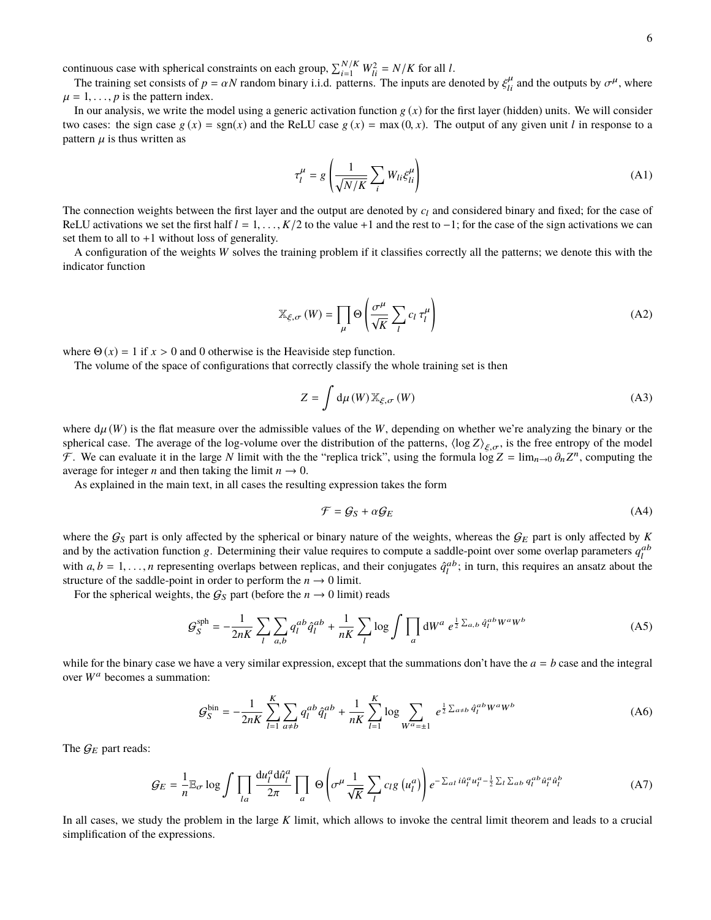continuous case with spherical constraints on each group, $\sum_{i=1}^{N/K} W_{li}^2 = N/K$ for all $l$.

The training set consists of $p = \alpha N$ random binary i.i.d. patterns. The inputs are denoted by $\xi_{li}^{\mu}$ and the outputs by $\sigma^{\mu}$, where $\mu = 1, \ldots, p$ is the pattern index.

In our analysis, we write the model using a generic activation function $g(x)$ for the first layer (hidden) units. We will consider two cases: the sign case $g(x) = \mathrm{sgn}(x)$ and the ReLU case $g(x) = \max(0, x)$. The output of any given unit $l$ in response to a pattern $\mu$ is thus written as

$$\tau_l^{\mu} = g\left(\frac{1}{\sqrt{N/K}} \sum_i W_{li} \xi_{li}^{\mu}\right) \tag{A1}$$

The connection weights between the first layer and the output are denoted by $c_l$ and considered binary and fixed; for the case of ReLU activations we set the first half $l = 1, \ldots, K/2$ to the value $+1$ and the rest to $-1$; for the case of the sign activations we can set them to all to $+1$ without loss of generality.

A configuration of the weights $W$ solves the training problem if it classifies correctly all the patterns; we denote this with the indicator function

$$\mathbb{X}_{\xi,\sigma}(W) = \prod_{\mu} \Theta\left(\frac{\sigma^{\mu}}{\sqrt{K}} \sum_l c_l \, \tau_l^{\mu}\right) \tag{A2}$$

where $\Theta(x) = 1$ if $x > 0$ and 0 otherwise is the Heaviside step function.

The volume of the space of configurations that correctly classify the whole training set is then

$$Z = \int d\mu(W) \, \mathbb{X}_{\xi,\sigma}(W) \tag{A3}$$

where $d\mu(W)$ is the flat measure over the admissible values of the $W$, depending on whether we're analyzing the binary or the spherical case. The average of the log-volume over the distribution of the patterns, $\langle \log Z \rangle_{\xi,\sigma}$, is the free entropy of the model $\mathcal{F}$. We can evaluate it in the large $N$ limit with the the "replica trick", using the formula $\log Z = \lim_{n \to 0} \partial_n Z^n$, computing the average for integer $n$ and then taking the limit $n \to 0$.

As explained in the main text, in all cases the resulting expression takes the form

$$\mathcal{F} = \mathcal{G}_S + \alpha \mathcal{G}_E \tag{A4}$$

where the $\mathcal{G}_S$ part is only affected by the spherical or binary nature of the weights, whereas the $\mathcal{G}_E$ part is only affected by $K$ and by the activation function $g$. Determining their value requires to compute a saddle-point over some overlap parameters $q_l^{ab}$ with $a, b = 1, \ldots, n$ representing overlaps between replicas, and their conjugates $\hat{q}_l^{ab}$; in turn, this requires an ansatz about the structure of the saddle-point in order to perform the $n \to 0$ limit.

For the spherical weights, the $\mathcal{G}_S$ part (before the $n \to 0$ limit) reads

$$\mathcal{G}_S^{\mathrm{sph}} = -\frac{1}{2nK} \sum_l \sum_{a,b} q_l^{ab} \hat{q}_l^{ab} + \frac{1}{nK} \sum_l \log \int \prod_a dW^a \, e^{\frac{1}{2} \sum_{a,b} \hat{q}_l^{ab} W^a W^b} \tag{A5}$$

while for the binary case we have a very similar expression, except that the summations don't have the $a = b$ case and the integral over $W^a$ becomes a summation:

$$\mathcal{G}_S^{\mathrm{bin}} = -\frac{1}{2nK} \sum_{l=1}^{K} \sum_{a \neq b} q_l^{ab} \hat{q}_l^{ab} + \frac{1}{nK} \sum_{l=1}^{K} \log \sum_{W^a = \pm 1} e^{\frac{1}{2} \sum_{a \neq b} \hat{q}_l^{ab} W^a W^b} \tag{A6}$$

The $\mathcal{G}_E$ part reads:

$$\mathcal{G}_E = \frac{1}{n} \mathbb{E}_{\sigma} \log \int \prod_{la} \frac{du_l^a d\hat{u}_l^a}{2\pi} \prod_a \Theta\left(\sigma^{\mu} \frac{1}{\sqrt{K}} \sum_l c_l g\left(u_l^a\right)\right) e^{-\sum_{al} i \hat{u}_l^a u_l^a - \frac{1}{2} \sum_l \sum_{ab} q_l^{ab} \hat{u}_l^a \hat{u}_l^b} \tag{A7}$$

In all cases, we study the problem in the large $K$ limit, which allows to invoke the central limit theorem and leads to a crucial simplification of the expressions.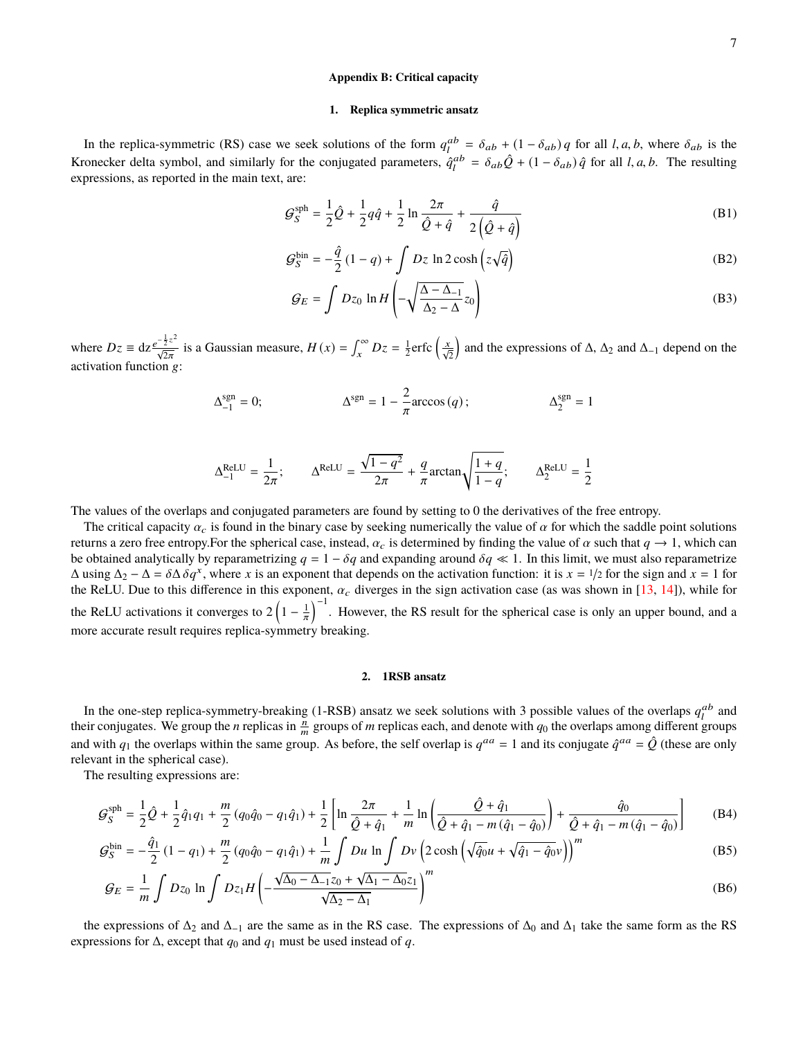## Appendix B: Critical capacity

### 1. Replica symmetric ansatz

In the replica-symmetric (RS) case we seek solutions of the form $q_l^{ab} = \delta_{ab} + (1-\delta_{ab})\, q$ for all $l, a, b$, where $\delta_{ab}$ is the Kronecker delta symbol, and similarly for the conjugated parameters, $\hat{q}_l^{ab} = \delta_{ab}\hat{Q} + (1-\delta_{ab})\,\hat{q}$ for all $l, a, b$. The resulting expressions, as reported in the main text, are:

$$\mathcal{G}_S^{\text{sph}} = \frac{1}{2}\hat{Q} + \frac{1}{2}q\hat{q} + \frac{1}{2}\ln\frac{2\pi}{\hat{Q}+\hat{q}} + \frac{\hat{q}}{2\left(\hat{Q}+\hat{q}\right)} \tag{B1}$$

$$\mathcal{G}_S^{\text{bin}} = -\frac{\hat{q}}{2}(1-q) + \int Dz\, \ln 2\cosh\left(z\sqrt{\hat{q}}\right) \tag{B2}$$

$$\mathcal{G}_E = \int Dz_0\, \ln H\left(-\sqrt{\frac{\Delta-\Delta_{-1}}{\Delta_2-\Delta}}z_0\right) \tag{B3}$$

where $Dz \equiv \mathrm{d}z\frac{e^{-\frac{1}{2}z^2}}{\sqrt{2\pi}}$ is a Gaussian measure, $H(x) = \int_x^\infty Dz = \frac{1}{2}\text{erfc}\left(\frac{x}{\sqrt{2}}\right)$ and the expressions of $\Delta$, $\Delta_2$ and $\Delta_{-1}$ depend on the activation function $g$:

$$\Delta_{-1}^{\text{sgn}} = 0; \qquad \Delta^{\text{sgn}} = 1 - \frac{2}{\pi}\arccos(q); \qquad \Delta_2^{\text{sgn}} = 1$$

$$\Delta_{-1}^{\text{ReLU}} = \frac{1}{2\pi}; \qquad \Delta^{\text{ReLU}} = \frac{\sqrt{1-q^2}}{2\pi} + \frac{q}{\pi}\arctan\sqrt{\frac{1+q}{1-q}}; \qquad \Delta_2^{\text{ReLU}} = \frac{1}{2}$$

The values of the overlaps and conjugated parameters are found by setting to 0 the derivatives of the free entropy.

The critical capacity $\alpha_c$ is found in the binary case by seeking numerically the value of $\alpha$ for which the saddle point solutions returns a zero free entropy.For the spherical case, instead, $\alpha_c$ is determined by finding the value of $\alpha$ such that $q \to 1$, which can be obtained analytically by reparametrizing $q = 1 - \delta q$ and expanding around $\delta q \ll 1$. In this limit, we must also reparametrize $\Delta$ using $\Delta_2 - \Delta = \delta\Delta\,\delta q^x$, where $x$ is an exponent that depends on the activation function: it is $x = 1/2$ for the sign and $x = 1$ for the ReLU. Due to this difference in this exponent, $\alpha_c$ diverges in the sign activation case (as was shown in [13, 14]), while for the ReLU activations it converges to $2\left(1-\frac{1}{\pi}\right)^{-1}$. However, the RS result for the spherical case is only an upper bound, and a more accurate result requires replica-symmetry breaking.

### 2. 1RSB ansatz

In the one-step replica-symmetry-breaking (1-RSB) ansatz we seek solutions with 3 possible values of the overlaps $q_l^{ab}$ and their conjugates. We group the $n$ replicas in $\frac{n}{m}$ groups of $m$ replicas each, and denote with $q_0$ the overlaps among different groups and with $q_1$ the overlaps within the same group. As before, the self overlap is $q^{aa} = 1$ and its conjugate $\hat{q}^{aa} = \hat{Q}$ (these are only relevant in the spherical case).

The resulting expressions are:

$$\mathcal{G}_S^{\text{sph}} = \frac{1}{2}\hat{Q} + \frac{1}{2}\hat{q}_1 q_1 + \frac{m}{2}(q_0\hat{q}_0 - q_1\hat{q}_1) + \frac{1}{2}\left[\ln\frac{2\pi}{\hat{Q}+\hat{q}_1} + \frac{1}{m}\ln\left(\frac{\hat{Q}+\hat{q}_1}{\hat{Q}+\hat{q}_1 - m(\hat{q}_1-\hat{q}_0)}\right) + \frac{\hat{q}_0}{\hat{Q}+\hat{q}_1-m(\hat{q}_1-\hat{q}_0)}\right] \tag{B4}$$

$$\mathcal{G}_S^{\text{bin}} = -\frac{\hat{q}_1}{2}(1-q_1) + \frac{m}{2}(q_0\hat{q}_0 - q_1\hat{q}_1) + \frac{1}{m}\int Du\, \ln\int Dv\left(2\cosh\left(\sqrt{\hat{q}_0}u + \sqrt{\hat{q}_1-\hat{q}_0}v\right)\right)^m \tag{B5}$$

$$\mathcal{G}_E = \frac{1}{m}\int Dz_0\, \ln\int Dz_1 H\left(-\frac{\sqrt{\Delta_0-\Delta_{-1}}z_0 + \sqrt{\Delta_1-\Delta_0}z_1}{\sqrt{\Delta_2-\Delta_1}}\right)^m \tag{B6}$$

the expressions of $\Delta_2$ and $\Delta_{-1}$ are the same as in the RS case. The expressions of $\Delta_0$ and $\Delta_1$ take the same form as the RS expressions for $\Delta$, except that $q_0$ and $q_1$ must be used instead of $q$.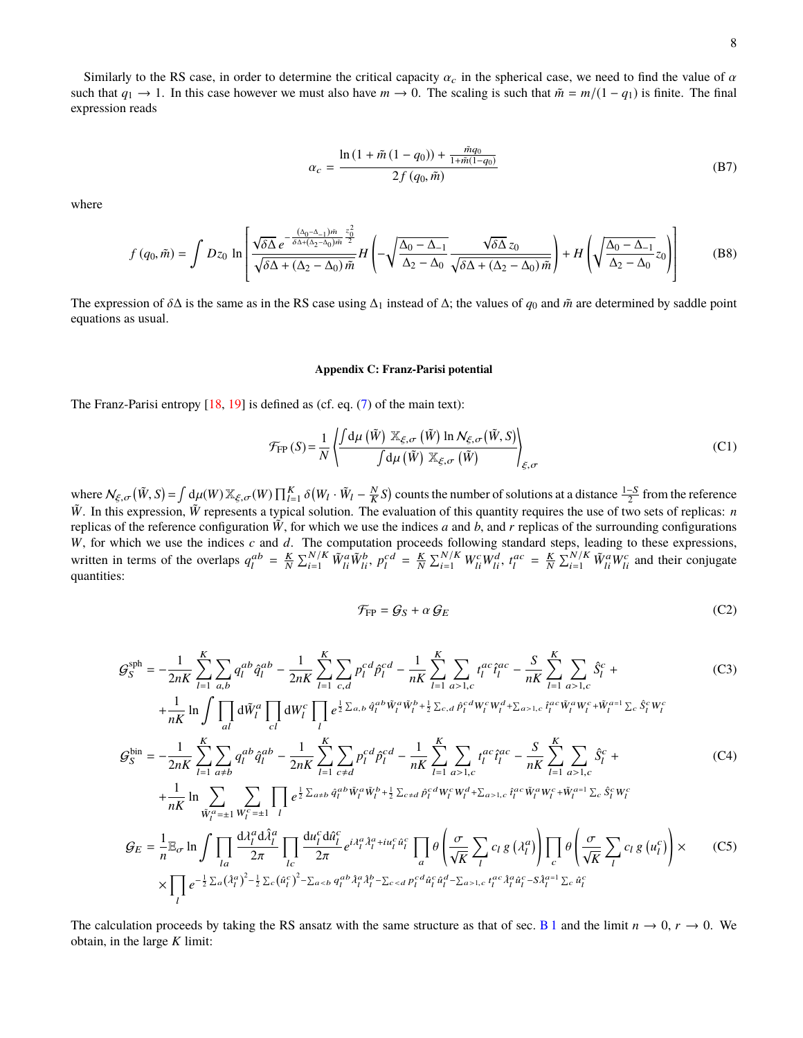Similarly to the RS case, in order to determine the critical capacity $\alpha_c$ in the spherical case, we need to find the value of $\alpha$ such that $q_1 \to 1$. In this case however we must also have $m \to 0$. The scaling is such that $\tilde{m} = m/(1-q_1)$ is finite. The final expression reads

$$\alpha_c = \frac{\ln\left(1+\tilde{m}\left(1-q_0\right)\right) + \frac{\tilde{m} q_0}{1+\tilde{m}(1-q_0)}}{2 f\left(q_0, \tilde{m}\right)} \tag{B7}$$

where

$$f\left(q_0, \tilde{m}\right) = \int Dz_0 \ln\left[\frac{\sqrt{\delta\Delta}\, e^{-\frac{(\Delta_0-\Delta_{-1})\tilde{m}}{\delta\Delta+(\Delta_2-\Delta_0)\tilde{m}}\frac{z_0^2}{2}}}{\sqrt{\delta\Delta+\left(\Delta_2-\Delta_0\right)\tilde{m}}} H\left(-\sqrt{\frac{\Delta_0-\Delta_{-1}}{\Delta_2-\Delta_0}}\frac{\sqrt{\delta\Delta}\, z_0}{\sqrt{\delta\Delta+\left(\Delta_2-\Delta_0\right)\tilde{m}}}\right) + H\left(\sqrt{\frac{\Delta_0-\Delta_{-1}}{\Delta_2-\Delta_0}} z_0\right)\right] \tag{B8}$$

The expression of $\delta\Delta$ is the same as in the RS case using $\Delta_1$ instead of $\Delta$; the values of $q_0$ and $\tilde{m}$ are determined by saddle point equations as usual.

## Appendix C: Franz-Parisi potential

The Franz-Parisi entropy [18, 19] is defined as (cf. eq. (7) of the main text):

$$\mathcal{F}_{\mathrm{FP}}\left(S\right) = \frac{1}{N}\left\langle \frac{\int d\mu\left(\tilde{W}\right)\, \mathbb{X}_{\xi,\sigma}\left(\tilde{W}\right) \ln \mathcal{N}_{\xi,\sigma}\left(\tilde{W},S\right)}{\int d\mu\left(\tilde{W}\right)\, \mathbb{X}_{\xi,\sigma}\left(\tilde{W}\right)}\right\rangle_{\xi,\sigma} \tag{C1}$$

where $\mathcal{N}_{\xi,\sigma}\left(\tilde{W},S\right) = \int d\mu(W)\, \mathbb{X}_{\xi,\sigma}(W) \prod_{l=1}^{K} \delta\left(W_l \cdot \tilde{W}_l - \frac{N}{K} S\right)$ counts the number of solutions at a distance $\frac{1-S}{2}$ from the reference $\tilde{W}$. In this expression, $\tilde{W}$ represents a typical solution. The evaluation of this quantity requires the use of two sets of replicas: $n$ replicas of the reference configuration $\tilde{W}$, for which we use the indices $a$ and $b$, and $r$ replicas of the surrounding configurations $W$, for which we use the indices $c$ and $d$. The computation proceeds following standard steps, leading to these expressions, written in terms of the overlaps $q_l^{ab} = \frac{K}{N}\sum_{i=1}^{N/K} \tilde{W}_{li}^a \tilde{W}_{li}^b$, $p_l^{cd} = \frac{K}{N}\sum_{i=1}^{N/K} W_{li}^c W_{li}^d$, $t_l^{ac} = \frac{K}{N}\sum_{i=1}^{N/K} \tilde{W}_{li}^a W_{li}^c$ and their conjugate quantities:

$$\mathcal{F}_{\mathrm{FP}} = \mathcal{G}_S + \alpha\, \mathcal{G}_E \tag{C2}$$

$$\begin{aligned}
\mathcal{G}_S^{\mathrm{sph}} = & -\frac{1}{2nK}\sum_{l=1}^{K}\sum_{a,b} q_l^{ab}\hat{q}_l^{ab} - \frac{1}{2nK}\sum_{l=1}^{K}\sum_{c,d} p_l^{cd}\hat{p}_l^{cd} - \frac{1}{nK}\sum_{l=1}^{K}\sum_{a>1,c} t_l^{ac}\hat{t}_l^{ac} - \frac{S}{nK}\sum_{l=1}^{K}\sum_{a>1,c}\hat{S}_l^{c} + \\
& + \frac{1}{nK}\ln\int\prod_{al} d\tilde{W}_l^a \prod_{cl} dW_l^c \prod_l e^{\frac{1}{2}\sum_{a,b}\hat{q}_l^{ab}\tilde{W}_l^a\tilde{W}_l^b + \frac{1}{2}\sum_{c,d}\hat{p}_l^{cd}W_l^cW_l^d + \sum_{a>1,c}\hat{t}_l^{ac}\tilde{W}_l^aW_l^c + \tilde{W}_l^{a=1}\sum_c \hat{S}_l^c W_l^c}
\end{aligned} \tag{C3}$$

$$\begin{aligned}
\mathcal{G}_S^{\mathrm{bin}} = & -\frac{1}{2nK}\sum_{l=1}^{K}\sum_{a\neq b} q_l^{ab}\hat{q}_l^{ab} - \frac{1}{2nK}\sum_{l=1}^{K}\sum_{c\neq d} p_l^{cd}\hat{p}_l^{cd} - \frac{1}{nK}\sum_{l=1}^{K}\sum_{a>1,c} t_l^{ac}\hat{t}_l^{ac} - \frac{S}{nK}\sum_{l=1}^{K}\sum_{a>1,c}\hat{S}_l^{c} + \\
& + \frac{1}{nK}\ln\sum_{\tilde{W}_l^a=\pm1}\sum_{W_l^c=\pm1}\prod_l e^{\frac{1}{2}\sum_{a\neq b}\hat{q}_l^{ab}\tilde{W}_l^a\tilde{W}_l^b + \frac{1}{2}\sum_{c\neq d}\hat{p}_l^{cd}W_l^cW_l^d + \sum_{a>1,c}\hat{t}_l^{ac}\tilde{W}_l^aW_l^c + \tilde{W}_l^{a=1}\sum_c \hat{S}_l^c W_l^c}
\end{aligned} \tag{C4}$$

$$\begin{aligned}
\mathcal{G}_E = & \frac{1}{n}\mathbb{E}_\sigma \ln\int\prod_{la}\frac{d\lambda_l^a d\hat{\lambda}_l^a}{2\pi}\prod_{lc}\frac{du_l^c d\hat{u}_l^c}{2\pi} e^{i\lambda_l^a\hat{\lambda}_l^a + iu_l^c\hat{u}_l^c}\prod_a\theta\left(\frac{\sigma}{\sqrt{K}}\sum_l c_l\, g\left(\lambda_l^a\right)\right)\prod_c\theta\left(\frac{\sigma}{\sqrt{K}}\sum_l c_l\, g\left(u_l^c\right)\right)\times \\
& \times\prod_l e^{-\frac{1}{2}\sum_a\left(\lambda_l^a\right)^2 - \frac{1}{2}\sum_c\left(\hat{u}_l^c\right)^2 - \sum_{a<b} q_l^{ab}\hat{\lambda}_l^a\hat{\lambda}_l^b - \sum_{c<d} p_l^{cd}\hat{u}_l^c\hat{u}_l^d - \sum_{a>1,c} t_l^{ac}\hat{\lambda}_l^a\hat{u}_l^c - S\hat{\lambda}_l^{a=1}\sum_c\hat{u}_l^c}
\end{aligned} \tag{C5}$$

The calculation proceeds by taking the RS ansatz with the same structure as that of sec. B 1 and the limit $n \to 0$, $r \to 0$. We obtain, in the large $K$ limit: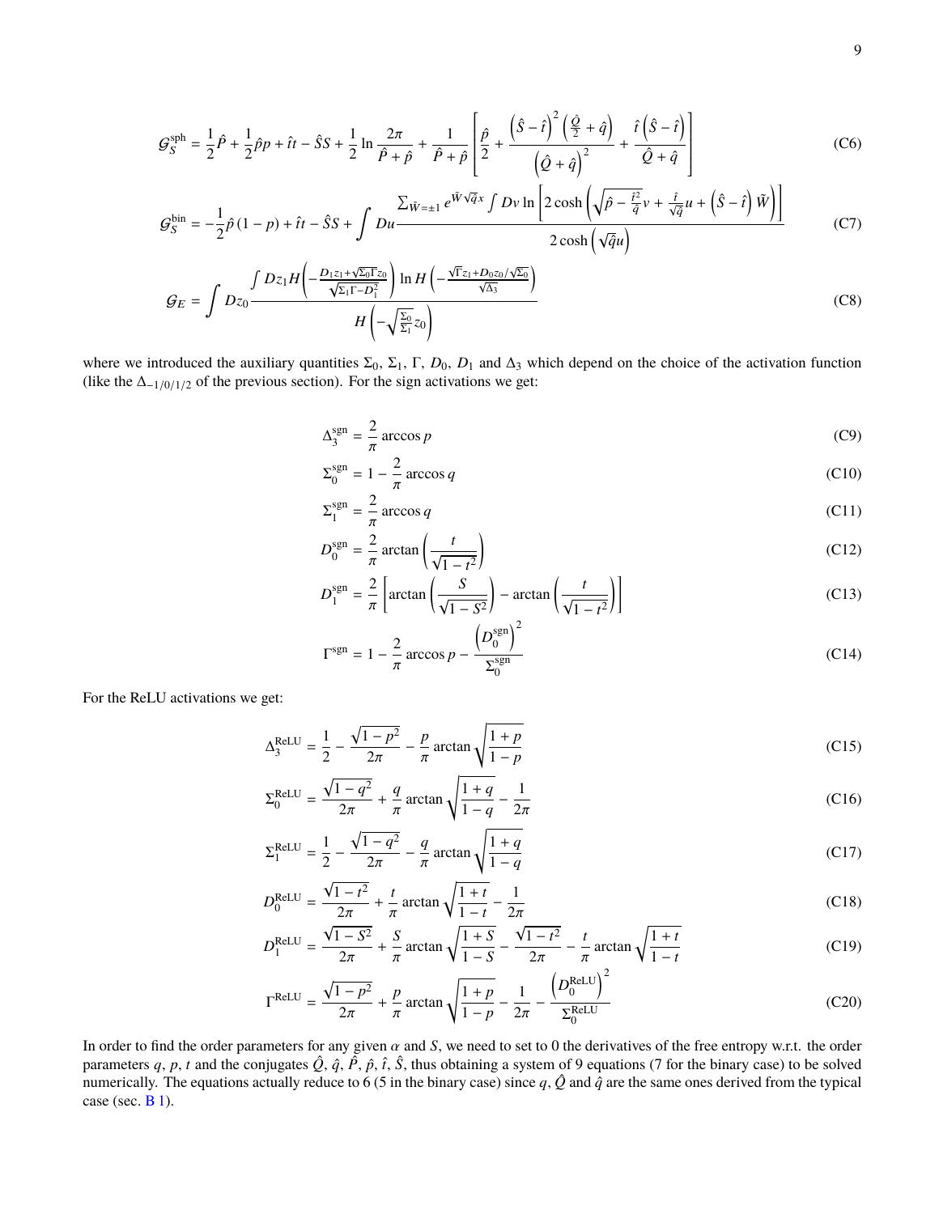$$\mathcal{G}_S^{\text{sph}} = \frac{1}{2}\hat{P} + \frac{1}{2}\hat{p}p + \hat{t}t - \hat{S}S + \frac{1}{2}\ln\frac{2\pi}{\hat{P}+\hat{p}} + \frac{1}{\hat{P}+\hat{p}}\left[\frac{\hat{p}}{2} + \frac{\left(\hat{S}-\hat{t}\right)^2\left(\frac{\hat{Q}}{2}+\hat{q}\right)}{\left(\hat{Q}+\hat{q}\right)^2} + \frac{\hat{t}\left(\hat{S}-\hat{t}\right)}{\hat{Q}+\hat{q}}\right] \tag{C6}$$

$$\mathcal{G}_S^{\text{bin}} = -\frac{1}{2}\hat{p}\left(1-p\right) + \hat{t}t - \hat{S}S + \int Du \frac{\sum_{\tilde{W}=\pm1} e^{\tilde{W}\sqrt{\hat{q}}x}\int Dv \ln\left[2\cosh\left(\sqrt{\hat{p}-\frac{\hat{t}^2}{\hat{q}}}v + \frac{\hat{t}}{\sqrt{\hat{q}}}u + \left(\hat{S}-\hat{t}\right)\tilde{W}\right)\right]}{2\cosh\left(\sqrt{\hat{q}}u\right)} \tag{C7}$$

$$\mathcal{G}_E = \int Dz_0 \frac{\int Dz_1 H\left(-\frac{D_1 z_1 + \sqrt{\Sigma_0 \Gamma} z_0}{\sqrt{\Sigma_1 \Gamma - D_1^2}}\right)\ln H\left(-\frac{\sqrt{\Gamma} z_1 + D_0 z_0/\sqrt{\Sigma_0}}{\sqrt{\Delta_3}}\right)}{H\left(-\sqrt{\frac{\Sigma_0}{\Sigma_1}} z_0\right)} \tag{C8}$$

where we introduced the auxiliary quantities $\Sigma_0$, $\Sigma_1$, $\Gamma$, $D_0$, $D_1$ and $\Delta_3$ which depend on the choice of the activation function (like the $\Delta_{-1/0/1/2}$ of the previous section). For the sign activations we get:

$$\Delta_3^{\text{sgn}} = \frac{2}{\pi}\arccos p \tag{C9}$$

$$\Sigma_0^{\text{sgn}} = 1 - \frac{2}{\pi}\arccos q \tag{C10}$$

$$\Sigma_1^{\text{sgn}} = \frac{2}{\pi}\arccos q \tag{C11}$$

$$D_0^{\text{sgn}} = \frac{2}{\pi}\arctan\left(\frac{t}{\sqrt{1-t^2}}\right) \tag{C12}$$

$$D_1^{\text{sgn}} = \frac{2}{\pi}\left[\arctan\left(\frac{S}{\sqrt{1-S^2}}\right) - \arctan\left(\frac{t}{\sqrt{1-t^2}}\right)\right] \tag{C13}$$

$$\Gamma^{\text{sgn}} = 1 - \frac{2}{\pi}\arccos p - \frac{\left(D_0^{\text{sgn}}\right)^2}{\Sigma_0^{\text{sgn}}} \tag{C14}$$

For the ReLU activations we get:

$$\Delta_3^{\text{ReLU}} = \frac{1}{2} - \frac{\sqrt{1-p^2}}{2\pi} - \frac{p}{\pi}\arctan\sqrt{\frac{1+p}{1-p}} \tag{C15}$$

$$\Sigma_0^{\text{ReLU}} = \frac{\sqrt{1-q^2}}{2\pi} + \frac{q}{\pi}\arctan\sqrt{\frac{1+q}{1-q}} - \frac{1}{2\pi} \tag{C16}$$

$$\Sigma_1^{\text{ReLU}} = \frac{1}{2} - \frac{\sqrt{1-q^2}}{2\pi} - \frac{q}{\pi}\arctan\sqrt{\frac{1+q}{1-q}} \tag{C17}$$

$$D_0^{\text{ReLU}} = \frac{\sqrt{1-t^2}}{2\pi} + \frac{t}{\pi}\arctan\sqrt{\frac{1+t}{1-t}} - \frac{1}{2\pi} \tag{C18}$$

$$D_1^{\text{ReLU}} = \frac{\sqrt{1-S^2}}{2\pi} + \frac{S}{\pi}\arctan\sqrt{\frac{1+S}{1-S}} - \frac{\sqrt{1-t^2}}{2\pi} - \frac{t}{\pi}\arctan\sqrt{\frac{1+t}{1-t}} \tag{C19}$$

$$\Gamma^{\text{ReLU}} = \frac{\sqrt{1-p^2}}{2\pi} + \frac{p}{\pi}\arctan\sqrt{\frac{1+p}{1-p}} - \frac{1}{2\pi} - \frac{\left(D_0^{\text{ReLU}}\right)^2}{\Sigma_0^{\text{ReLU}}} \tag{C20}$$

In order to find the order parameters for any given $\alpha$ and $S$, we need to set to 0 the derivatives of the free entropy w.r.t. the order parameters $q$, $p$, $t$ and the conjugates $\hat{Q}$, $\hat{q}$, $\hat{P}$, $\hat{p}$, $\hat{t}$, $\hat{S}$, thus obtaining a system of 9 equations (7 for the binary case) to be solved numerically. The equations actually reduce to 6 (5 in the binary case) since $q$, $\hat{Q}$ and $\hat{q}$ are the same ones derived from the typical case (sec. B 1).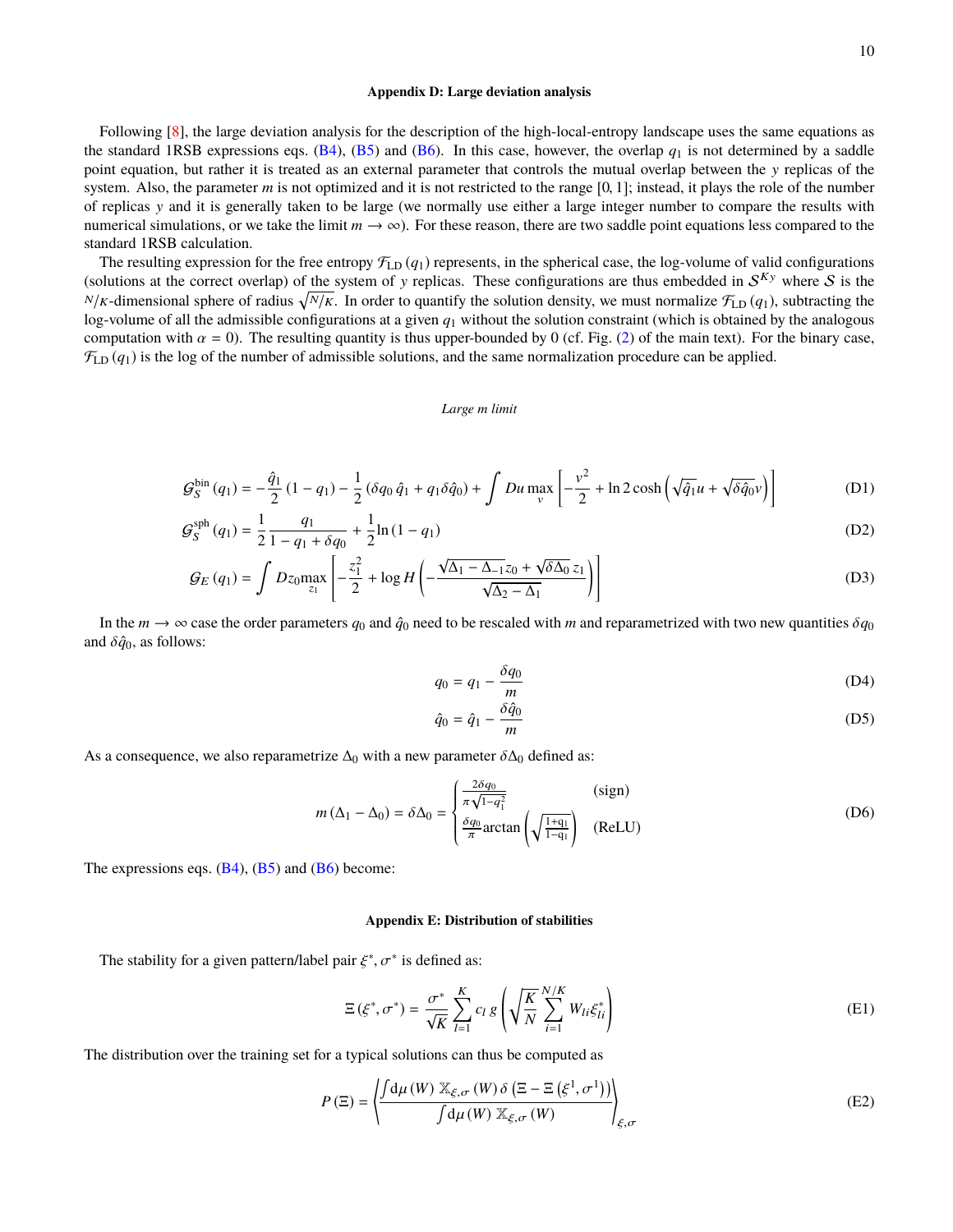### Appendix D: Large deviation analysis

Following [8], the large deviation analysis for the description of the high-local-entropy landscape uses the same equations as the standard 1RSB expressions eqs. (B4), (B5) and (B6). In this case, however, the overlap $q_1$ is not determined by a saddle point equation, but rather it is treated as an external parameter that controls the mutual overlap between the $y$ replicas of the system. Also, the parameter $m$ is not optimized and it is not restricted to the range $[0, 1]$; instead, it plays the role of the number of replicas $y$ and it is generally taken to be large (we normally use either a large integer number to compare the results with numerical simulations, or we take the limit $m \to \infty$). For these reason, there are two saddle point equations less compared to the standard 1RSB calculation.

The resulting expression for the free entropy $\mathcal{F}_{\mathrm{LD}}(q_1)$ represents, in the spherical case, the log-volume of valid configurations (solutions at the correct overlap) of the system of $y$ replicas. These configurations are thus embedded in $\mathcal{S}^{Ky}$ where $\mathcal{S}$ is the $N/K$-dimensional sphere of radius $\sqrt{N/K}$. In order to quantify the solution density, we must normalize $\mathcal{F}_{\mathrm{LD}}(q_1)$, subtracting the log-volume of all the admissible configurations at a given $q_1$ without the solution constraint (which is obtained by the analogous computation with $\alpha = 0$). The resulting quantity is thus upper-bounded by 0 (cf. Fig. (2) of the main text). For the binary case, $\mathcal{F}_{\mathrm{LD}}(q_1)$ is the log of the number of admissible solutions, and the same normalization procedure can be applied.

*Large m limit*

$$\mathcal{G}_S^{\mathrm{bin}}(q_1) = -\frac{\hat{q}_1}{2}(1-q_1) - \frac{1}{2}(\delta q_0\,\hat{q}_1 + q_1\delta\hat{q}_0) + \int Du \max_v \left[-\frac{v^2}{2} + \ln 2\cosh\left(\sqrt{\hat{q}_1}u + \sqrt{\delta\hat{q}_0}v\right)\right] \tag{D1}$$

$$\mathcal{G}_S^{\mathrm{sph}}(q_1) = \frac{1}{2}\frac{q_1}{1-q_1+\delta q_0} + \frac{1}{2}\ln(1-q_1) \tag{D2}$$

$$\mathcal{G}_E(q_1) = \int Dz_0 \max_{z_1}\left[-\frac{z_1^2}{2} + \log H\left(-\frac{\sqrt{\Delta_1-\Delta_{-1}}z_0 + \sqrt{\delta\Delta_0}\,z_1}{\sqrt{\Delta_2-\Delta_1}}\right)\right] \tag{D3}$$

In the $m \to \infty$ case the order parameters $q_0$ and $\hat{q}_0$ need to be rescaled with $m$ and reparametrized with two new quantities $\delta q_0$ and $\delta\hat{q}_0$, as follows:

$$q_0 = q_1 - \frac{\delta q_0}{m} \tag{D4}$$

$$\hat{q}_0 = \hat{q}_1 - \frac{\delta\hat{q}_0}{m} \tag{D5}$$

As a consequence, we also reparametrize $\Delta_0$ with a new parameter $\delta\Delta_0$ defined as:

$$m(\Delta_1 - \Delta_0) = \delta\Delta_0 = \begin{cases} \frac{2\delta q_0}{\pi\sqrt{1-q_1^2}} & \text{(sign)} \\ \frac{\delta q_0}{\pi}\arctan\left(\sqrt{\frac{1+q_1}{1-q_1}}\right) & \text{(ReLU)} \end{cases} \tag{D6}$$

The expressions eqs. (B4), (B5) and (B6) become:

### Appendix E: Distribution of stabilities

The stability for a given pattern/label pair $\xi^*, \sigma^*$ is defined as:

$$\Xi(\xi^*, \sigma^*) = \frac{\sigma^*}{\sqrt{K}}\sum_{l=1}^{K} c_l\, g\left(\sqrt{\frac{K}{N}}\sum_{i=1}^{N/K} W_{li}\xi_{li}^*\right) \tag{E1}$$

The distribution over the training set for a typical solutions can thus be computed as

$$P(\Xi) = \left\langle \frac{\int d\mu(W)\,\mathbb{X}_{\xi,\sigma}(W)\,\delta\left(\Xi - \Xi\left(\xi^1,\sigma^1\right)\right)}{\int d\mu(W)\,\mathbb{X}_{\xi,\sigma}(W)} \right\rangle_{\xi,\sigma} \tag{E2}$$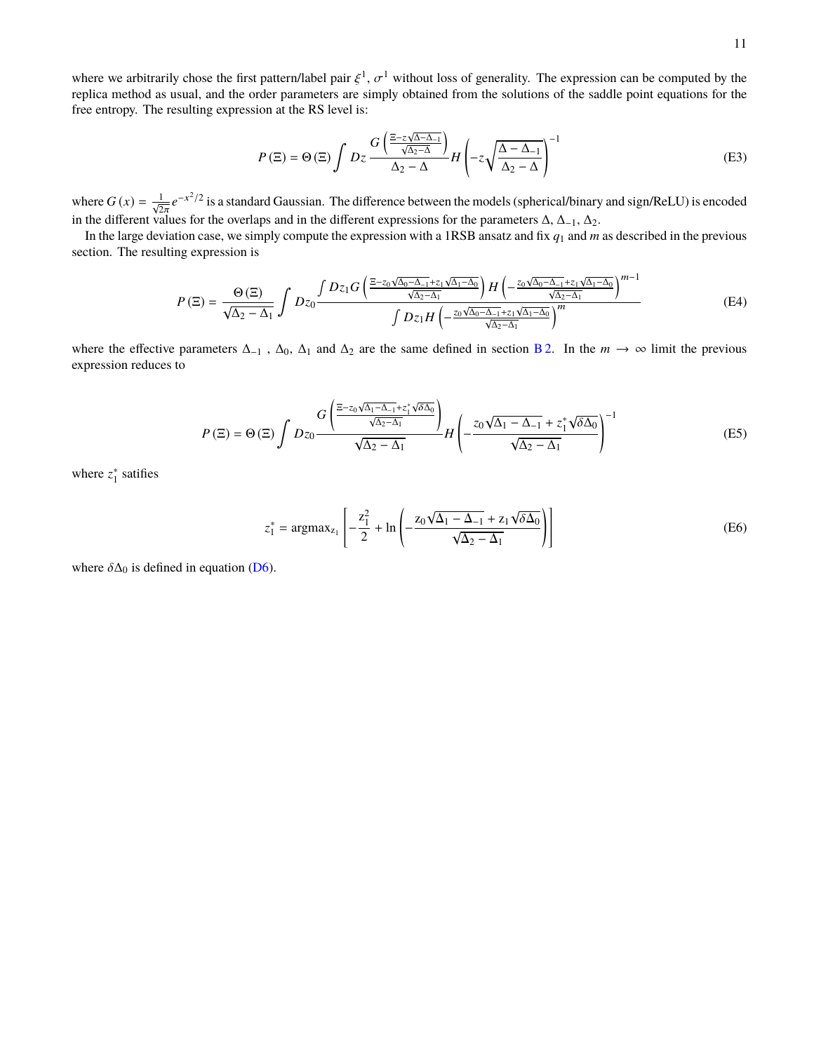where we arbitrarily chose the first pattern/label pair $\xi^1$, $\sigma^1$ without loss of generality. The expression can be computed by the replica method as usual, and the order parameters are simply obtained from the solutions of the saddle point equations for the free entropy. The resulting expression at the RS level is:

$$P(\Xi) = \Theta(\Xi) \int Dz \, \frac{G\left(\frac{\Xi - z\sqrt{\Delta - \Delta_{-1}}}{\sqrt{\Delta_2 - \Delta}}\right)}{\Delta_2 - \Delta} H\left(-z\sqrt{\frac{\Delta - \Delta_{-1}}{\Delta_2 - \Delta}}\right)^{-1} \tag{E3}$$

where $G(x) = \frac{1}{\sqrt{2\pi}} e^{-x^2/2}$ is a standard Gaussian. The difference between the models (spherical/binary and sign/ReLU) is encoded in the different values for the overlaps and in the different expressions for the parameters $\Delta$, $\Delta_{-1}$, $\Delta_2$.

In the large deviation case, we simply compute the expression with a 1RSB ansatz and fix $q_1$ and $m$ as described in the previous section. The resulting expression is

$$P(\Xi) = \frac{\Theta(\Xi)}{\sqrt{\Delta_2 - \Delta_1}} \int Dz_0 \frac{\int Dz_1 G\left(\frac{\Xi - z_0\sqrt{\Delta_0 - \Delta_{-1}} + z_1\sqrt{\Delta_1 - \Delta_0}}{\sqrt{\Delta_2 - \Delta_1}}\right) H\left(-\frac{z_0\sqrt{\Delta_0 - \Delta_{-1}} + z_1\sqrt{\Delta_1 - \Delta_0}}{\sqrt{\Delta_2 - \Delta_1}}\right)^{m-1}}{\int Dz_1 H\left(-\frac{z_0\sqrt{\Delta_0 - \Delta_{-1}} + z_1\sqrt{\Delta_1 - \Delta_0}}{\sqrt{\Delta_2 - \Delta_1}}\right)^m} \tag{E4}$$

where the effective parameters $\Delta_{-1}$ , $\Delta_0$, $\Delta_1$ and $\Delta_2$ are the same defined in section B 2. In the $m \to \infty$ limit the previous expression reduces to

$$P(\Xi) = \Theta(\Xi) \int Dz_0 \frac{G\left(\frac{\Xi - z_0\sqrt{\Delta_1 - \Delta_{-1}} + z_1^*\sqrt{\delta\Delta_0}}{\sqrt{\Delta_2 - \Delta_1}}\right)}{\sqrt{\Delta_2 - \Delta_1}} H\left(-\frac{z_0\sqrt{\Delta_1 - \Delta_{-1}} + z_1^*\sqrt{\delta\Delta_0}}{\sqrt{\Delta_2 - \Delta_1}}\right)^{-1} \tag{E5}$$

where $z_1^*$ satifies

$$z_1^* = \mathrm{argmax}_{z_1}\left[-\frac{z_1^2}{2} + \ln\left(-\frac{z_0\sqrt{\Delta_1 - \Delta_{-1}} + z_1\sqrt{\delta\Delta_0}}{\sqrt{\Delta_2 - \Delta_1}}\right)\right] \tag{E6}$$

where $\delta\Delta_0$ is defined in equation (D6).